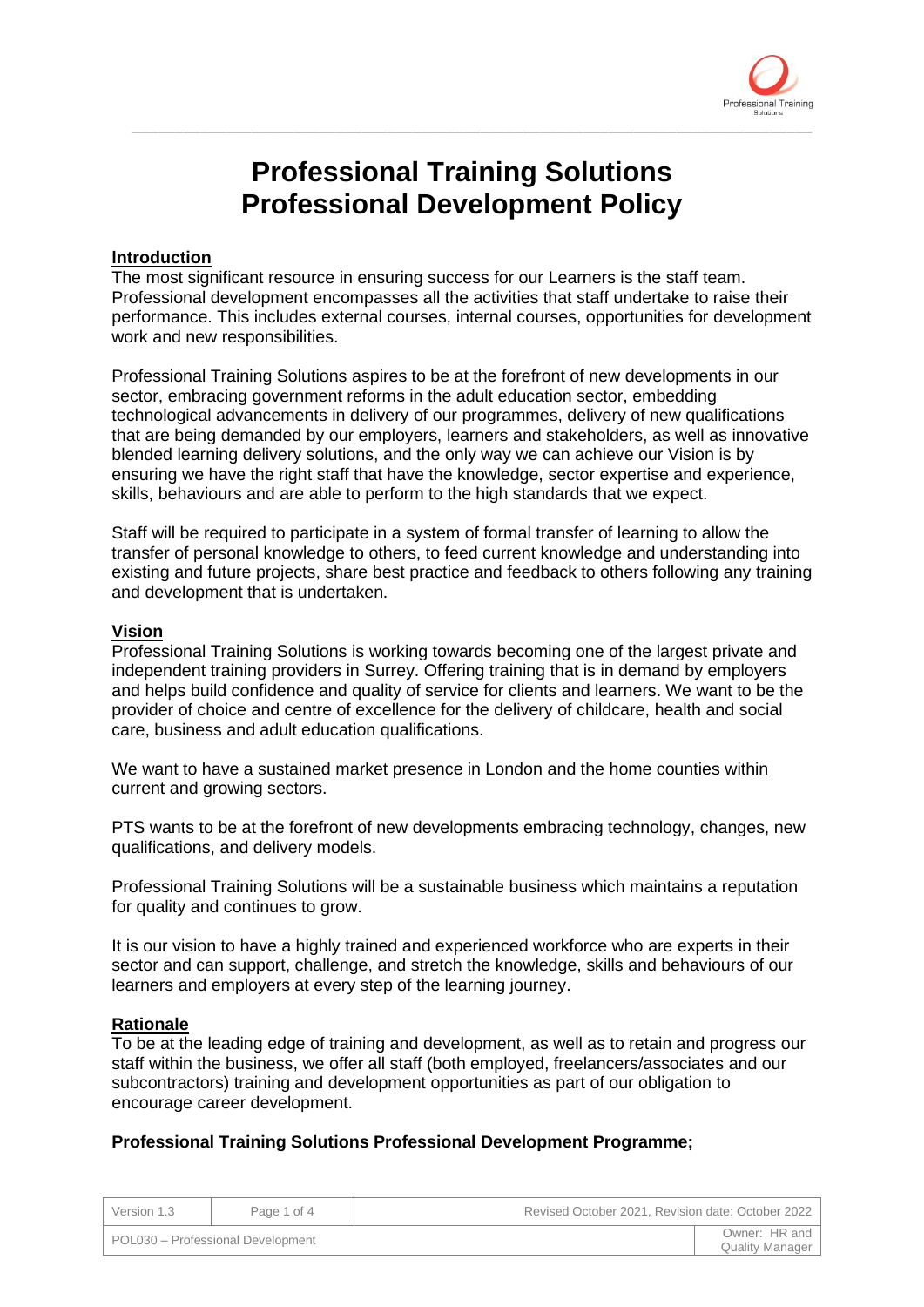# Professional Training Solutions
# Professional Development Policy

## Introduction

The most significant resource in ensuring success for our Learners is the staff team. Professional development encompasses all the activities that staff undertake to raise their performance. This includes external courses, internal courses, opportunities for development work and new responsibilities.

Professional Training Solutions aspires to be at the forefront of new developments in our sector, embracing government reforms in the adult education sector, embedding technological advancements in delivery of our programmes, delivery of new qualifications that are being demanded by our employers, learners and stakeholders, as well as innovative blended learning delivery solutions, and the only way we can achieve our Vision is by ensuring we have the right staff that have the knowledge, sector expertise and experience, skills, behaviours and are able to perform to the high standards that we expect.

Staff will be required to participate in a system of formal transfer of learning to allow the transfer of personal knowledge to others, to feed current knowledge and understanding into existing and future projects, share best practice and feedback to others following any training and development that is undertaken.

## Vision

Professional Training Solutions is working towards becoming one of the largest private and independent training providers in Surrey. Offering training that is in demand by employers and helps build confidence and quality of service for clients and learners. We want to be the provider of choice and centre of excellence for the delivery of childcare, health and social care, business and adult education qualifications.

We want to have a sustained market presence in London and the home counties within current and growing sectors.

PTS wants to be at the forefront of new developments embracing technology, changes, new qualifications, and delivery models.

Professional Training Solutions will be a sustainable business which maintains a reputation for quality and continues to grow.

It is our vision to have a highly trained and experienced workforce who are experts in their sector and can support, challenge, and stretch the knowledge, skills and behaviours of our learners and employers at every step of the learning journey.

## Rationale

To be at the leading edge of training and development, as well as to retain and progress our staff within the business, we offer all staff (both employed, freelancers/associates and our subcontractors) training and development opportunities as part of our obligation to encourage career development.

**Professional Training Solutions Professional Development Programme;**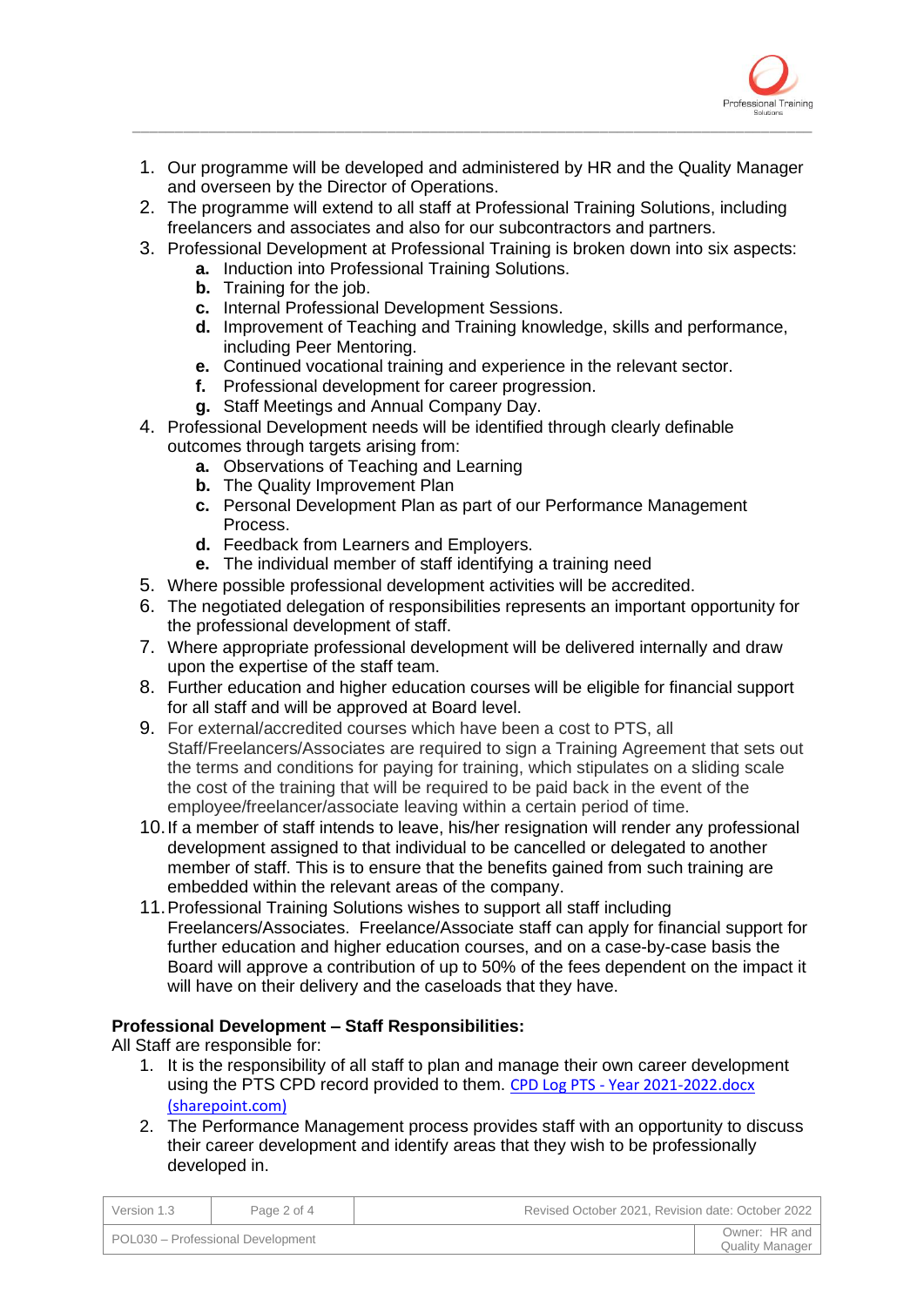1. Our programme will be developed and administered by HR and the Quality Manager and overseen by the Director of Operations.
2. The programme will extend to all staff at Professional Training Solutions, including freelancers and associates and also for our subcontractors and partners.
3. Professional Development at Professional Training is broken down into six aspects:
    a. Induction into Professional Training Solutions.
    b. Training for the job.
    c. Internal Professional Development Sessions.
    d. Improvement of Teaching and Training knowledge, skills and performance, including Peer Mentoring.
    e. Continued vocational training and experience in the relevant sector.
    f. Professional development for career progression.
    g. Staff Meetings and Annual Company Day.
4. Professional Development needs will be identified through clearly definable outcomes through targets arising from:
    a. Observations of Teaching and Learning
    b. The Quality Improvement Plan
    c. Personal Development Plan as part of our Performance Management Process.
    d. Feedback from Learners and Employers.
    e. The individual member of staff identifying a training need
5. Where possible professional development activities will be accredited.
6. The negotiated delegation of responsibilities represents an important opportunity for the professional development of staff.
7. Where appropriate professional development will be delivered internally and draw upon the expertise of the staff team.
8. Further education and higher education courses will be eligible for financial support for all staff and will be approved at Board level.
9. For external/accredited courses which have been a cost to PTS, all Staff/Freelancers/Associates are required to sign a Training Agreement that sets out the terms and conditions for paying for training, which stipulates on a sliding scale the cost of the training that will be required to be paid back in the event of the employee/freelancer/associate leaving within a certain period of time.
10. If a member of staff intends to leave, his/her resignation will render any professional development assigned to that individual to be cancelled or delegated to another member of staff. This is to ensure that the benefits gained from such training are embedded within the relevant areas of the company.
11. Professional Training Solutions wishes to support all staff including Freelancers/Associates. Freelance/Associate staff can apply for financial support for further education and higher education courses, and on a case-by-case basis the Board will approve a contribution of up to 50% of the fees dependent on the impact it will have on their delivery and the caseloads that they have.

**Professional Development – Staff Responsibilities:**

All Staff are responsible for:

1. It is the responsibility of all staff to plan and manage their own career development using the PTS CPD record provided to them. CPD Log PTS - Year 2021-2022.docx (sharepoint.com)
2. The Performance Management process provides staff with an opportunity to discuss their career development and identify areas that they wish to be professionally developed in.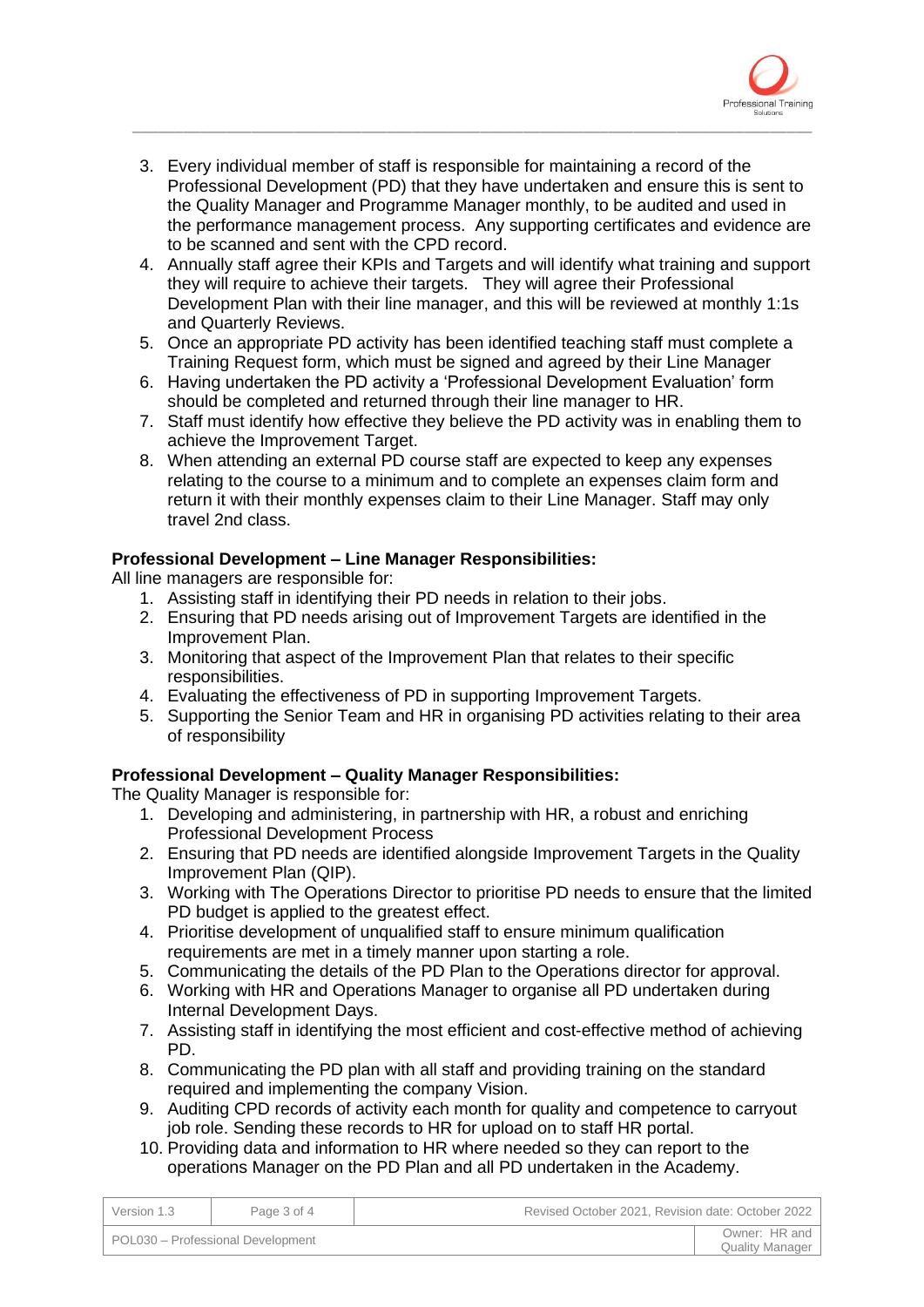3. Every individual member of staff is responsible for maintaining a record of the Professional Development (PD) that they have undertaken and ensure this is sent to the Quality Manager and Programme Manager monthly, to be audited and used in the performance management process. Any supporting certificates and evidence are to be scanned and sent with the CPD record.
4. Annually staff agree their KPIs and Targets and will identify what training and support they will require to achieve their targets. They will agree their Professional Development Plan with their line manager, and this will be reviewed at monthly 1:1s and Quarterly Reviews.
5. Once an appropriate PD activity has been identified teaching staff must complete a Training Request form, which must be signed and agreed by their Line Manager
6. Having undertaken the PD activity a 'Professional Development Evaluation' form should be completed and returned through their line manager to HR.
7. Staff must identify how effective they believe the PD activity was in enabling them to achieve the Improvement Target.
8. When attending an external PD course staff are expected to keep any expenses relating to the course to a minimum and to complete an expenses claim form and return it with their monthly expenses claim to their Line Manager. Staff may only travel 2nd class.

**Professional Development – Line Manager Responsibilities:**

All line managers are responsible for:

1. Assisting staff in identifying their PD needs in relation to their jobs.
2. Ensuring that PD needs arising out of Improvement Targets are identified in the Improvement Plan.
3. Monitoring that aspect of the Improvement Plan that relates to their specific responsibilities.
4. Evaluating the effectiveness of PD in supporting Improvement Targets.
5. Supporting the Senior Team and HR in organising PD activities relating to their area of responsibility

**Professional Development – Quality Manager Responsibilities:**

The Quality Manager is responsible for:

1. Developing and administering, in partnership with HR, a robust and enriching Professional Development Process
2. Ensuring that PD needs are identified alongside Improvement Targets in the Quality Improvement Plan (QIP).
3. Working with The Operations Director to prioritise PD needs to ensure that the limited PD budget is applied to the greatest effect.
4. Prioritise development of unqualified staff to ensure minimum qualification requirements are met in a timely manner upon starting a role.
5. Communicating the details of the PD Plan to the Operations director for approval.
6. Working with HR and Operations Manager to organise all PD undertaken during Internal Development Days.
7. Assisting staff in identifying the most efficient and cost-effective method of achieving PD.
8. Communicating the PD plan with all staff and providing training on the standard required and implementing the company Vision.
9. Auditing CPD records of activity each month for quality and competence to carryout job role. Sending these records to HR for upload on to staff HR portal.
10. Providing data and information to HR where needed so they can report to the operations Manager on the PD Plan and all PD undertaken in the Academy.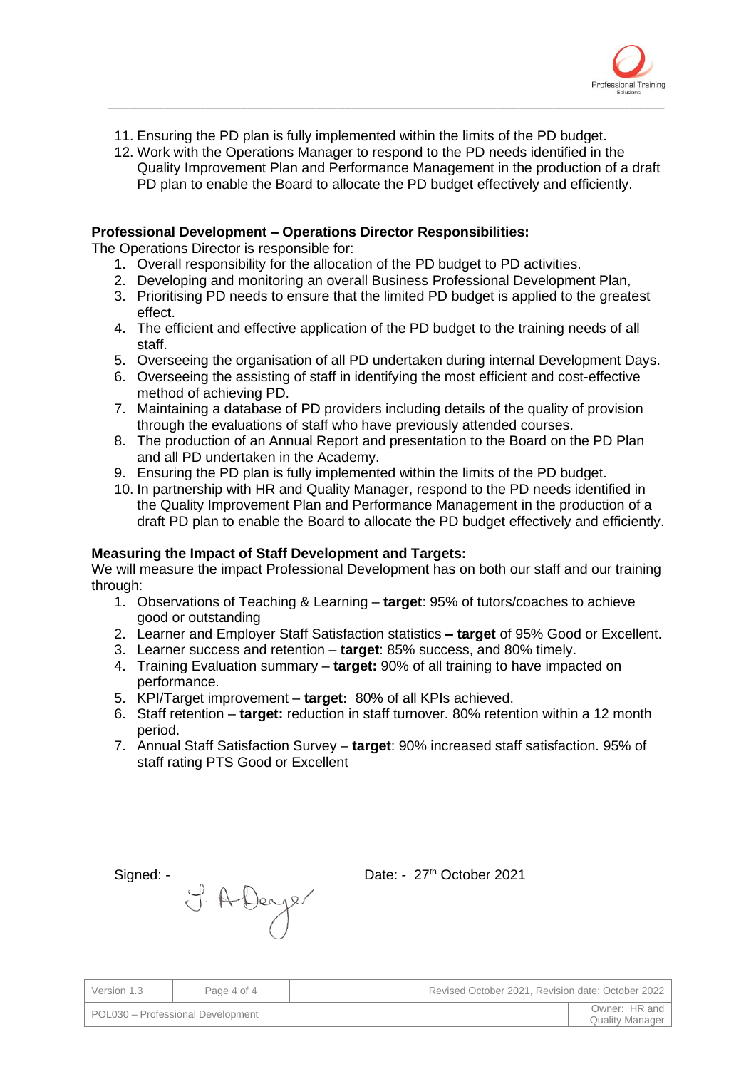11. Ensuring the PD plan is fully implemented within the limits of the PD budget.
12. Work with the Operations Manager to respond to the PD needs identified in the Quality Improvement Plan and Performance Management in the production of a draft PD plan to enable the Board to allocate the PD budget effectively and efficiently.

**Professional Development – Operations Director Responsibilities:**

The Operations Director is responsible for:

1. Overall responsibility for the allocation of the PD budget to PD activities.
2. Developing and monitoring an overall Business Professional Development Plan,
3. Prioritising PD needs to ensure that the limited PD budget is applied to the greatest effect.
4. The efficient and effective application of the PD budget to the training needs of all staff.
5. Overseeing the organisation of all PD undertaken during internal Development Days.
6. Overseeing the assisting of staff in identifying the most efficient and cost-effective method of achieving PD.
7. Maintaining a database of PD providers including details of the quality of provision through the evaluations of staff who have previously attended courses.
8. The production of an Annual Report and presentation to the Board on the PD Plan and all PD undertaken in the Academy.
9. Ensuring the PD plan is fully implemented within the limits of the PD budget.
10. In partnership with HR and Quality Manager, respond to the PD needs identified in the Quality Improvement Plan and Performance Management in the production of a draft PD plan to enable the Board to allocate the PD budget effectively and efficiently.

**Measuring the Impact of Staff Development and Targets:**

We will measure the impact Professional Development has on both our staff and our training through:

1. Observations of Teaching & Learning – **target**: 95% of tutors/coaches to achieve good or outstanding
2. Learner and Employer Staff Satisfaction statistics **– target** of 95% Good or Excellent.
3. Learner success and retention – **target**: 85% success, and 80% timely.
4. Training Evaluation summary – **target:** 90% of all training to have impacted on performance.
5. KPI/Target improvement – **target:** 80% of all KPIs achieved.
6. Staff retention – **target:** reduction in staff turnover. 80% retention within a 12 month period.
7. Annual Staff Satisfaction Survey – **target**: 90% increased staff satisfaction. 95% of staff rating PTS Good or Excellent

Signed: - J. A Denyer

Date: - 27th October 2021

| | | |
|---|---|---|
| Version 1.3 | Page 4 of 4 | Revised October 2021, Revision date: October 2022 |
| POL030 – Professional Development | | Owner: HR and Quality Manager |